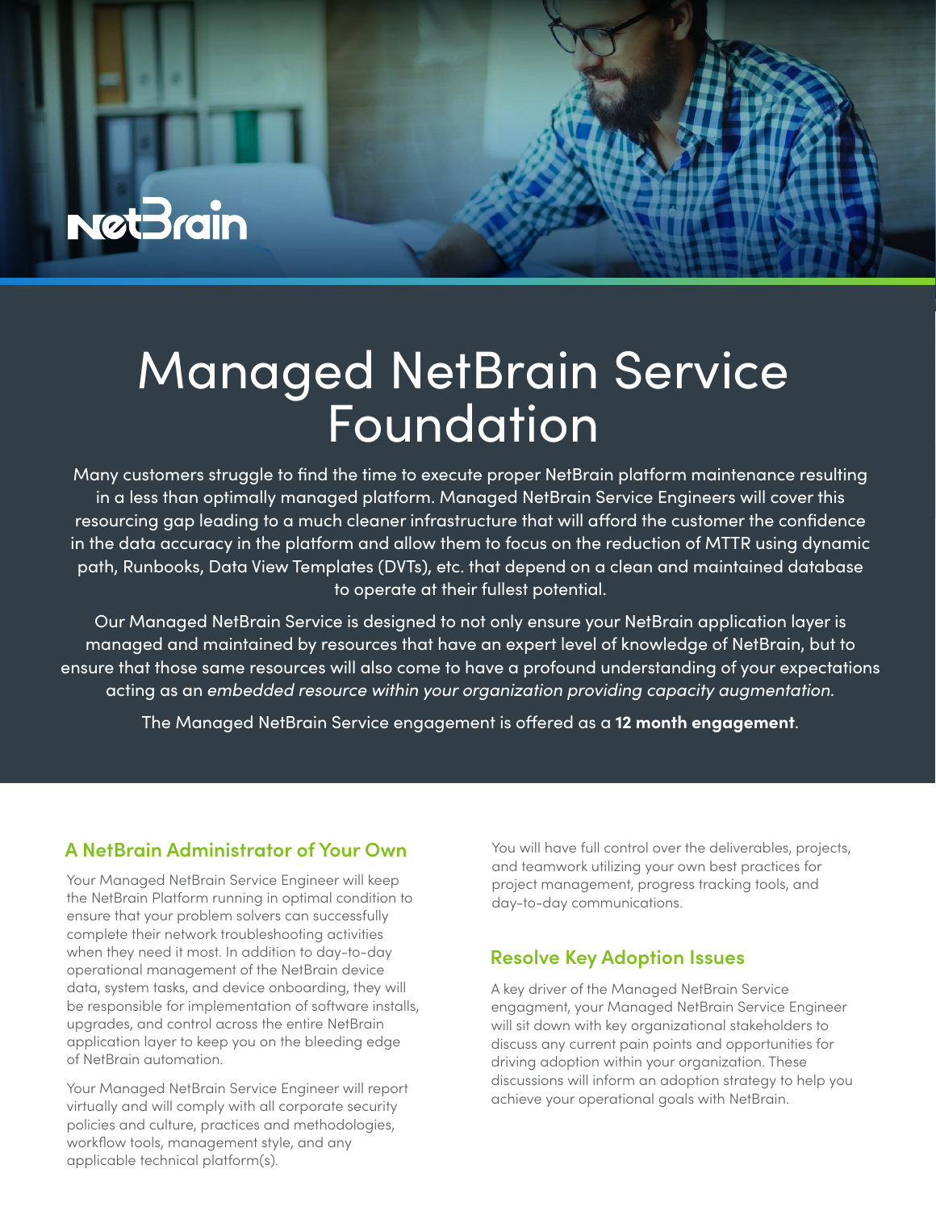# Managed NetBrain Service Foundation

Many customers struggle to find the time to execute proper NetBrain platform maintenance resulting in a less than optimally managed platform. Managed NetBrain Service Engineers will cover this resourcing gap leading to a much cleaner infrastructure that will afford the customer the confidence in the data accuracy in the platform and allow them to focus on the reduction of MTTR using dynamic path, Runbooks, Data View Templates (DVTs), etc. that depend on a clean and maintained database to operate at their fullest potential.

Our Managed NetBrain Service is designed to not only ensure your NetBrain application layer is managed and maintained by resources that have an expert level of knowledge of NetBrain, but to ensure that those same resources will also come to have a profound understanding of your expectations acting as an *embedded resource within your organization providing capacity augmentation.*

The Managed NetBrain Service engagement is offered as a **12 month engagement**.

## A NetBrain Administrator of Your Own

Your Managed NetBrain Service Engineer will keep the NetBrain Platform running in optimal condition to ensure that your problem solvers can successfully complete their network troubleshooting activities when they need it most. In addition to day-to-day operational management of the NetBrain device data, system tasks, and device onboarding, they will be responsible for implementation of software installs, upgrades, and control across the entire NetBrain application layer to keep you on the bleeding edge of NetBrain automation.

Your Managed NetBrain Service Engineer will report virtually and will comply with all corporate security policies and culture, practices and methodologies, workflow tools, management style, and any applicable technical platform(s).

You will have full control over the deliverables, projects, and teamwork utilizing your own best practices for project management, progress tracking tools, and day-to-day communications.

## Resolve Key Adoption Issues

A key driver of the Managed NetBrain Service engagment, your Managed NetBrain Service Engineer will sit down with key organizational stakeholders to discuss any current pain points and opportunities for driving adoption within your organization. These discussions will inform an adoption strategy to help you achieve your operational goals with NetBrain.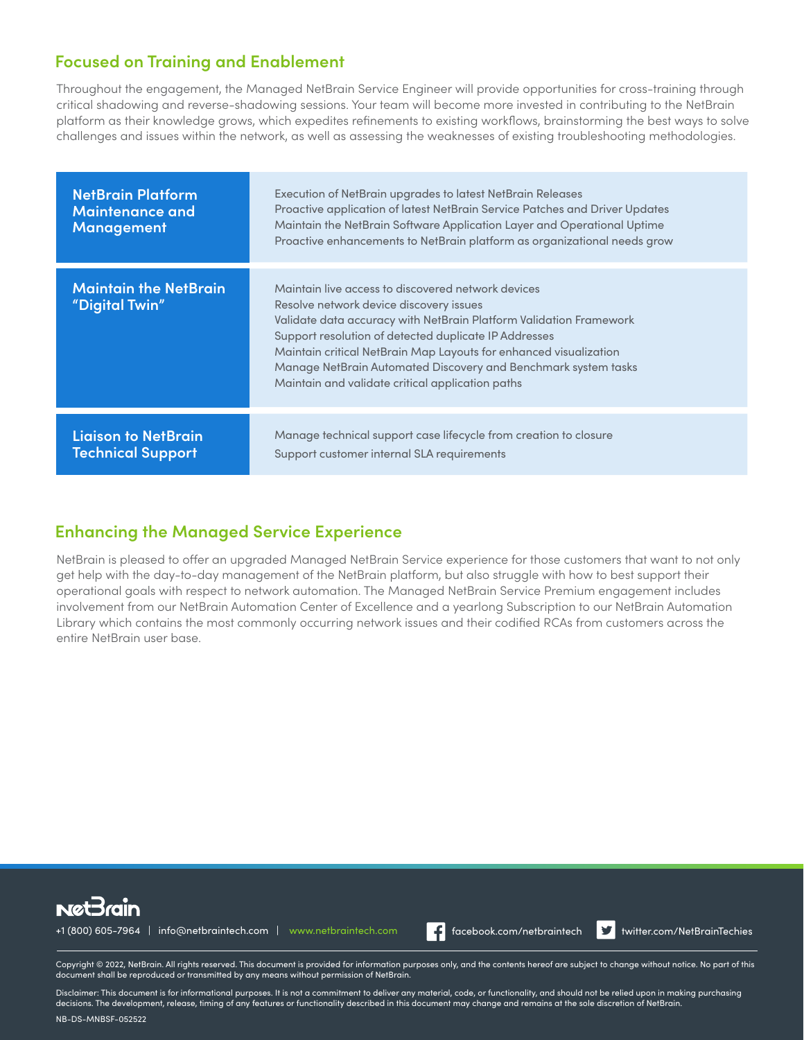## Focused on Training and Enablement

Throughout the engagement, the Managed NetBrain Service Engineer will provide opportunities for cross-training through critical shadowing and reverse-shadowing sessions. Your team will become more invested in contributing to the NetBrain platform as their knowledge grows, which expedites refinements to existing workflows, brainstorming the best ways to solve challenges and issues within the network, as well as assessing the weaknesses of existing troubleshooting methodologies.

| | |
|---|---|
| **NetBrain Platform Maintenance and Management** | Execution of NetBrain upgrades to latest NetBrain Releases<br>Proactive application of latest NetBrain Service Patches and Driver Updates<br>Maintain the NetBrain Software Application Layer and Operational Uptime<br>Proactive enhancements to NetBrain platform as organizational needs grow |
| **Maintain the NetBrain "Digital Twin"** | Maintain live access to discovered network devices<br>Resolve network device discovery issues<br>Validate data accuracy with NetBrain Platform Validation Framework<br>Support resolution of detected duplicate IP Addresses<br>Maintain critical NetBrain Map Layouts for enhanced visualization<br>Manage NetBrain Automated Discovery and Benchmark system tasks<br>Maintain and validate critical application paths |
| **Liaison to NetBrain Technical Support** | Manage technical support case lifecycle from creation to closure<br>Support customer internal SLA requirements |

## Enhancing the Managed Service Experience

NetBrain is pleased to offer an upgraded Managed NetBrain Service experience for those customers that want to not only get help with the day-to-day management of the NetBrain platform, but also struggle with how to best support their operational goals with respect to network automation. The Managed NetBrain Service Premium engagement includes involvement from our NetBrain Automation Center of Excellence and a yearlong Subscription to our NetBrain Automation Library which contains the most commonly occurring network issues and their codified RCAs from customers across the entire NetBrain user base.

NetBrain

+1 (800) 605-7964 | info@netbraintech.com | www.netbraintech.com

facebook.com/netbraintech

twitter.com/NetBrainTechies

Copyright © 2022, NetBrain. All rights reserved. This document is provided for information purposes only, and the contents hereof are subject to change without notice. No part of this document shall be reproduced or transmitted by any means without permission of NetBrain.

Disclaimer: This document is for informational purposes. It is not a commitment to deliver any material, code, or functionality, and should not be relied upon in making purchasing decisions. The development, release, timing of any features or functionality described in this document may change and remains at the sole discretion of NetBrain.

NB-DS-MNBSF-052522